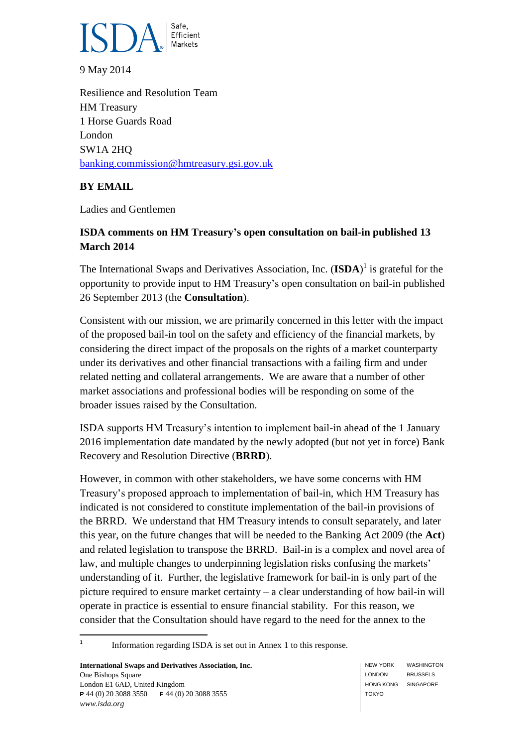ISDA Safe, Efficient Markets

9 May 2014

Resilience and Resolution Team
HM Treasury
1 Horse Guards Road
London
SW1A 2HQ
banking.commission@hmtreasury.gsi.gov.uk

**BY EMAIL**

Ladies and Gentlemen

**ISDA comments on HM Treasury's open consultation on bail-in published 13 March 2014**

The International Swaps and Derivatives Association, Inc. (**ISDA**)[1] is grateful for the opportunity to provide input to HM Treasury's open consultation on bail-in published 26 September 2013 (the **Consultation**).

Consistent with our mission, we are primarily concerned in this letter with the impact of the proposed bail-in tool on the safety and efficiency of the financial markets, by considering the direct impact of the proposals on the rights of a market counterparty under its derivatives and other financial transactions with a failing firm and under related netting and collateral arrangements. We are aware that a number of other market associations and professional bodies will be responding on some of the broader issues raised by the Consultation.

ISDA supports HM Treasury's intention to implement bail-in ahead of the 1 January 2016 implementation date mandated by the newly adopted (but not yet in force) Bank Recovery and Resolution Directive (**BRRD**).

However, in common with other stakeholders, we have some concerns with HM Treasury's proposed approach to implementation of bail-in, which HM Treasury has indicated is not considered to constitute implementation of the bail-in provisions of the BRRD. We understand that HM Treasury intends to consult separately, and later this year, on the future changes that will be needed to the Banking Act 2009 (the **Act**) and related legislation to transpose the BRRD. Bail-in is a complex and novel area of law, and multiple changes to underpinning legislation risks confusing the markets' understanding of it. Further, the legislative framework for bail-in is only part of the picture required to ensure market certainty – a clear understanding of how bail-in will operate in practice is essential to ensure financial stability. For this reason, we consider that the Consultation should have regard to the need for the annex to the

[1] Information regarding ISDA is set out in Annex 1 to this response.

**International Swaps and Derivatives Association, Inc.**
One Bishops Square
London E1 6AD, United Kingdom
**P** 44 (0) 20 3088 3550 **F** 44 (0) 20 3088 3555
*www.isda.org*

NEW YORK WASHINGTON
LONDON BRUSSELS
HONG KONG SINGAPORE
TOKYO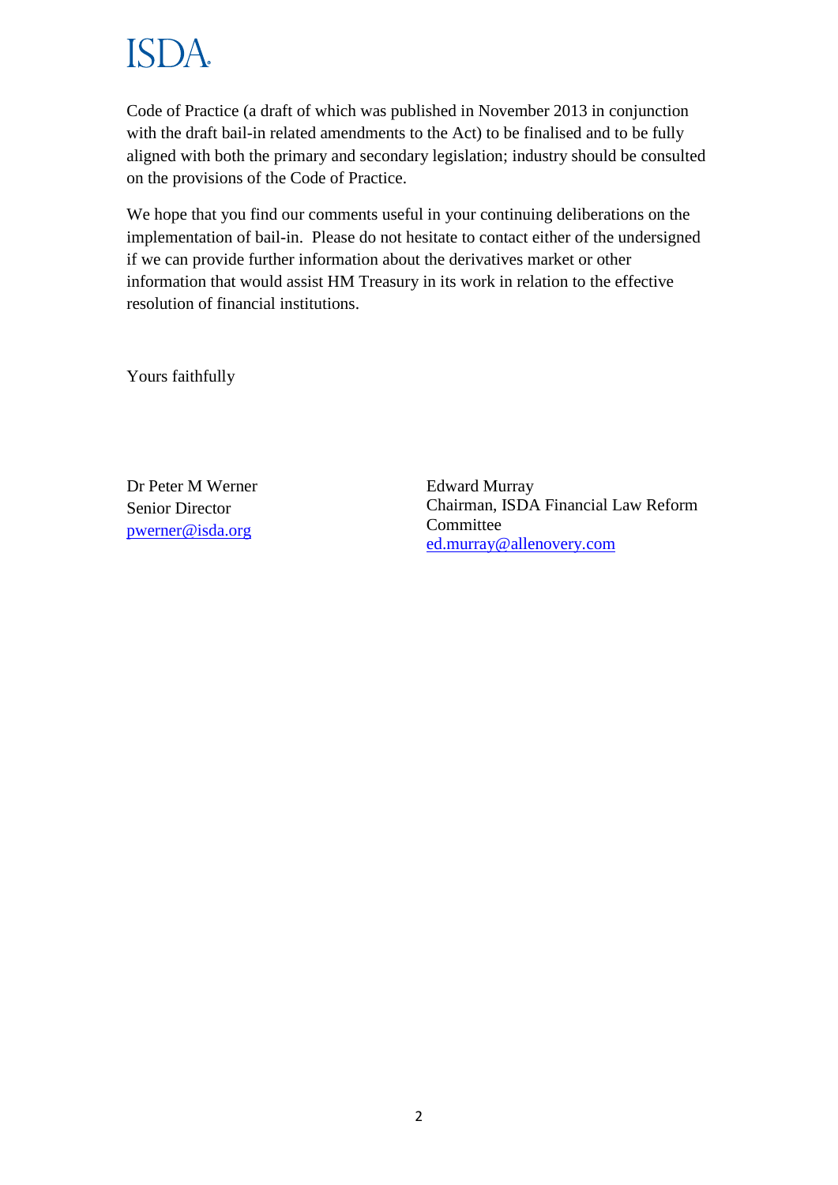Code of Practice (a draft of which was published in November 2013 in conjunction with the draft bail-in related amendments to the Act) to be finalised and to be fully aligned with both the primary and secondary legislation; industry should be consulted on the provisions of the Code of Practice.

We hope that you find our comments useful in your continuing deliberations on the implementation of bail-in. Please do not hesitate to contact either of the undersigned if we can provide further information about the derivatives market or other information that would assist HM Treasury in its work in relation to the effective resolution of financial institutions.

Yours faithfully

Dr Peter M Werner
Senior Director
pwerner@isda.org

Edward Murray
Chairman, ISDA Financial Law Reform Committee
ed.murray@allenovery.com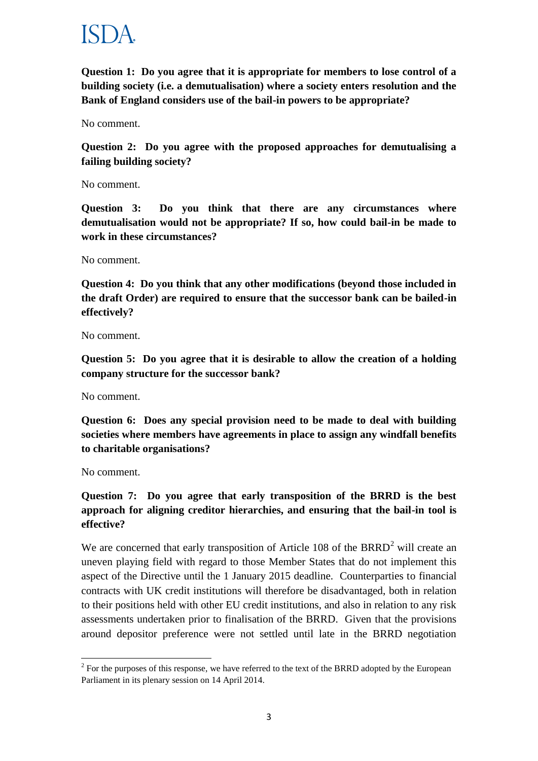**Question 1: Do you agree that it is appropriate for members to lose control of a building society (i.e. a demutualisation) where a society enters resolution and the Bank of England considers use of the bail-in powers to be appropriate?**

No comment.

**Question 2: Do you agree with the proposed approaches for demutualising a failing building society?**

No comment.

**Question 3: Do you think that there are any circumstances where demutualisation would not be appropriate? If so, how could bail-in be made to work in these circumstances?**

No comment.

**Question 4: Do you think that any other modifications (beyond those included in the draft Order) are required to ensure that the successor bank can be bailed-in effectively?**

No comment.

**Question 5: Do you agree that it is desirable to allow the creation of a holding company structure for the successor bank?**

No comment.

**Question 6: Does any special provision need to be made to deal with building societies where members have agreements in place to assign any windfall benefits to charitable organisations?**

No comment.

**Question 7: Do you agree that early transposition of the BRRD is the best approach for aligning creditor hierarchies, and ensuring that the bail-in tool is effective?**

We are concerned that early transposition of Article 108 of the BRRD[2] will create an uneven playing field with regard to those Member States that do not implement this aspect of the Directive until the 1 January 2015 deadline. Counterparties to financial contracts with UK credit institutions will therefore be disadvantaged, both in relation to their positions held with other EU credit institutions, and also in relation to any risk assessments undertaken prior to finalisation of the BRRD. Given that the provisions around depositor preference were not settled until late in the BRRD negotiation

[2] For the purposes of this response, we have referred to the text of the BRRD adopted by the European Parliament in its plenary session on 14 April 2014.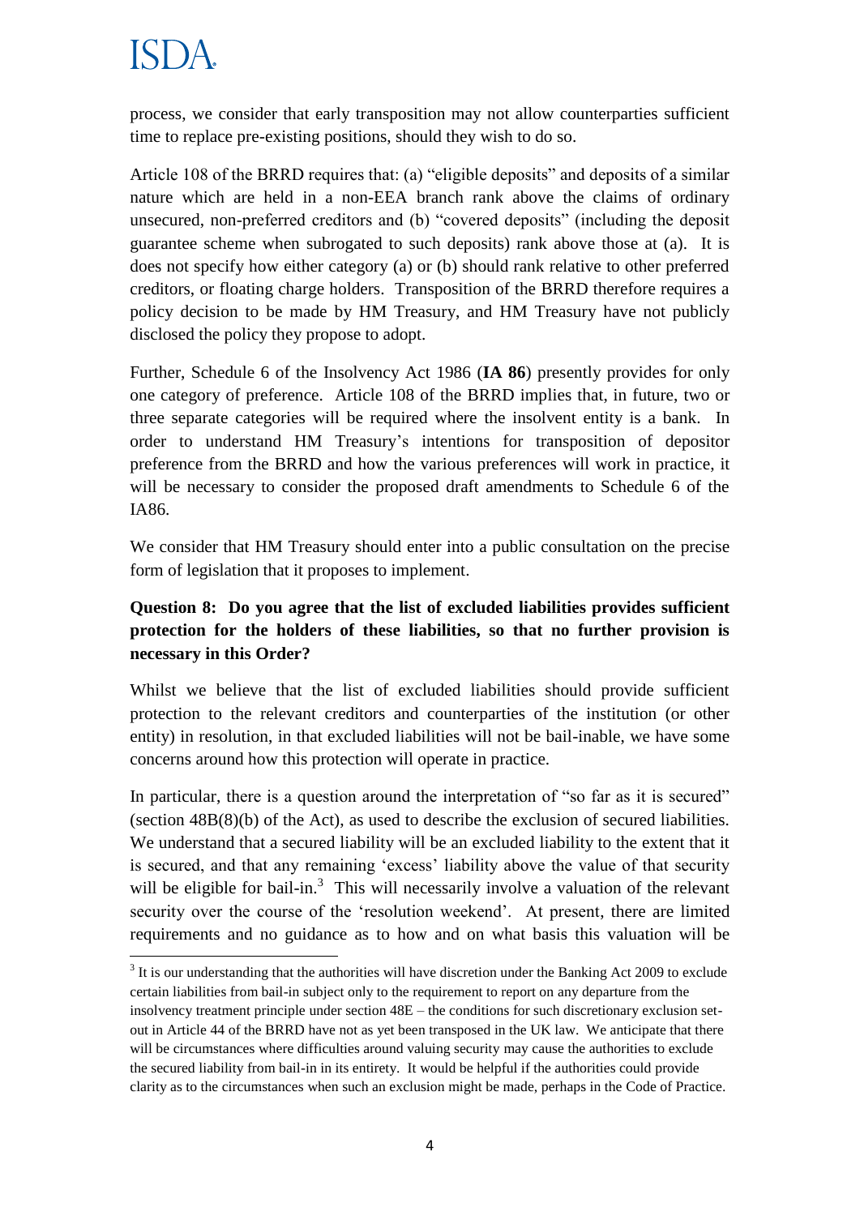process, we consider that early transposition may not allow counterparties sufficient time to replace pre-existing positions, should they wish to do so.

Article 108 of the BRRD requires that: (a) "eligible deposits" and deposits of a similar nature which are held in a non-EEA branch rank above the claims of ordinary unsecured, non-preferred creditors and (b) "covered deposits" (including the deposit guarantee scheme when subrogated to such deposits) rank above those at (a). It is does not specify how either category (a) or (b) should rank relative to other preferred creditors, or floating charge holders. Transposition of the BRRD therefore requires a policy decision to be made by HM Treasury, and HM Treasury have not publicly disclosed the policy they propose to adopt.

Further, Schedule 6 of the Insolvency Act 1986 (**IA 86**) presently provides for only one category of preference. Article 108 of the BRRD implies that, in future, two or three separate categories will be required where the insolvent entity is a bank. In order to understand HM Treasury's intentions for transposition of depositor preference from the BRRD and how the various preferences will work in practice, it will be necessary to consider the proposed draft amendments to Schedule 6 of the IA86.

We consider that HM Treasury should enter into a public consultation on the precise form of legislation that it proposes to implement.

**Question 8: Do you agree that the list of excluded liabilities provides sufficient protection for the holders of these liabilities, so that no further provision is necessary in this Order?**

Whilst we believe that the list of excluded liabilities should provide sufficient protection to the relevant creditors and counterparties of the institution (or other entity) in resolution, in that excluded liabilities will not be bail-inable, we have some concerns around how this protection will operate in practice.

In particular, there is a question around the interpretation of "so far as it is secured" (section 48B(8)(b) of the Act), as used to describe the exclusion of secured liabilities. We understand that a secured liability will be an excluded liability to the extent that it is secured, and that any remaining 'excess' liability above the value of that security will be eligible for bail-in.[3] This will necessarily involve a valuation of the relevant security over the course of the 'resolution weekend'. At present, there are limited requirements and no guidance as to how and on what basis this valuation will be

[3] It is our understanding that the authorities will have discretion under the Banking Act 2009 to exclude certain liabilities from bail-in subject only to the requirement to report on any departure from the insolvency treatment principle under section 48E – the conditions for such discretionary exclusion set-out in Article 44 of the BRRD have not as yet been transposed in the UK law. We anticipate that there will be circumstances where difficulties around valuing security may cause the authorities to exclude the secured liability from bail-in in its entirety. It would be helpful if the authorities could provide clarity as to the circumstances when such an exclusion might be made, perhaps in the Code of Practice.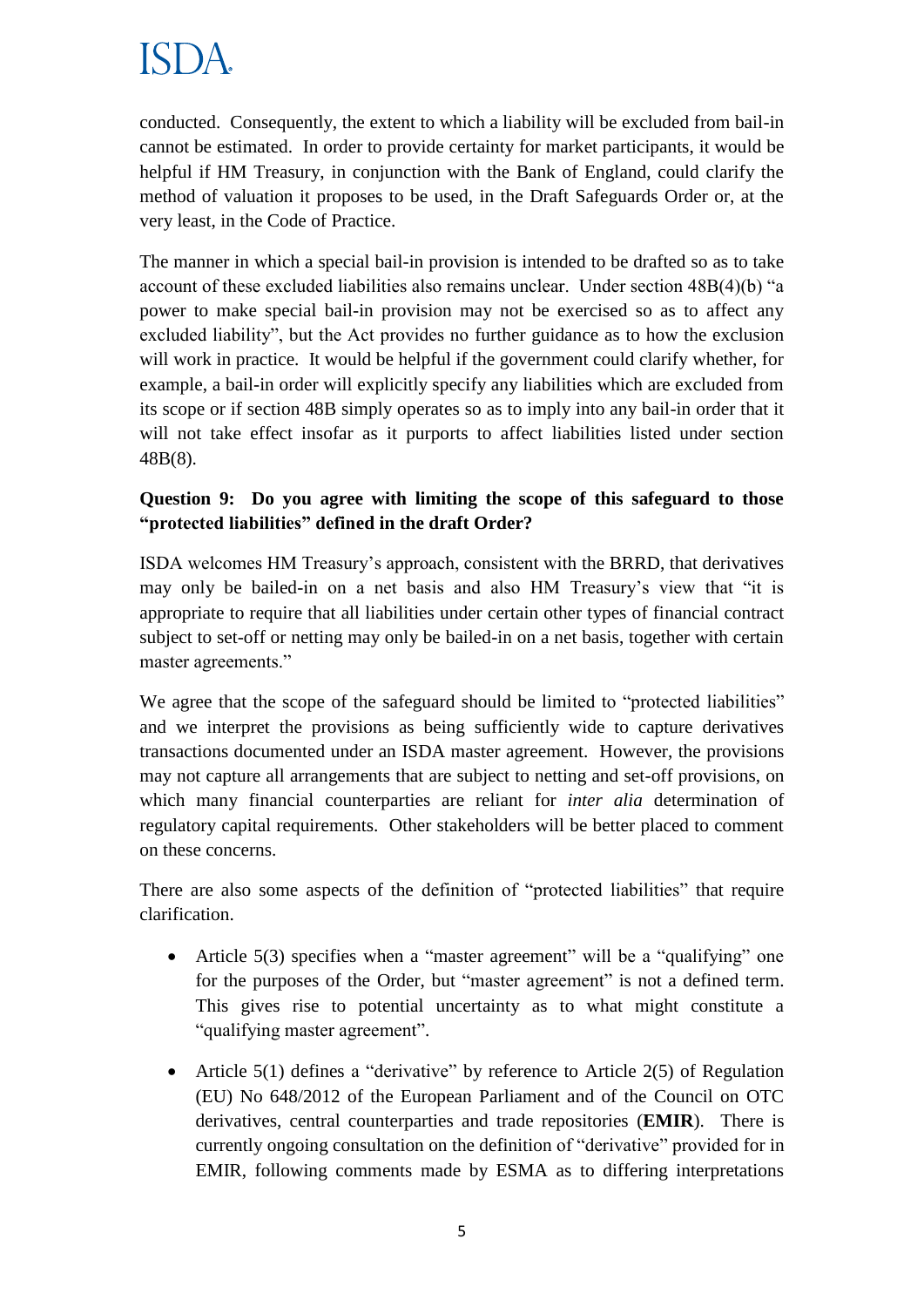conducted. Consequently, the extent to which a liability will be excluded from bail-in cannot be estimated. In order to provide certainty for market participants, it would be helpful if HM Treasury, in conjunction with the Bank of England, could clarify the method of valuation it proposes to be used, in the Draft Safeguards Order or, at the very least, in the Code of Practice.

The manner in which a special bail-in provision is intended to be drafted so as to take account of these excluded liabilities also remains unclear. Under section 48B(4)(b) "a power to make special bail-in provision may not be exercised so as to affect any excluded liability", but the Act provides no further guidance as to how the exclusion will work in practice. It would be helpful if the government could clarify whether, for example, a bail-in order will explicitly specify any liabilities which are excluded from its scope or if section 48B simply operates so as to imply into any bail-in order that it will not take effect insofar as it purports to affect liabilities listed under section 48B(8).

**Question 9: Do you agree with limiting the scope of this safeguard to those "protected liabilities" defined in the draft Order?**

ISDA welcomes HM Treasury's approach, consistent with the BRRD, that derivatives may only be bailed-in on a net basis and also HM Treasury's view that "it is appropriate to require that all liabilities under certain other types of financial contract subject to set-off or netting may only be bailed-in on a net basis, together with certain master agreements."

We agree that the scope of the safeguard should be limited to "protected liabilities" and we interpret the provisions as being sufficiently wide to capture derivatives transactions documented under an ISDA master agreement. However, the provisions may not capture all arrangements that are subject to netting and set-off provisions, on which many financial counterparties are reliant for *inter alia* determination of regulatory capital requirements. Other stakeholders will be better placed to comment on these concerns.

There are also some aspects of the definition of "protected liabilities" that require clarification.

- Article 5(3) specifies when a "master agreement" will be a "qualifying" one for the purposes of the Order, but "master agreement" is not a defined term. This gives rise to potential uncertainty as to what might constitute a "qualifying master agreement".
- Article 5(1) defines a "derivative" by reference to Article 2(5) of Regulation (EU) No 648/2012 of the European Parliament and of the Council on OTC derivatives, central counterparties and trade repositories (**EMIR**). There is currently ongoing consultation on the definition of "derivative" provided for in EMIR, following comments made by ESMA as to differing interpretations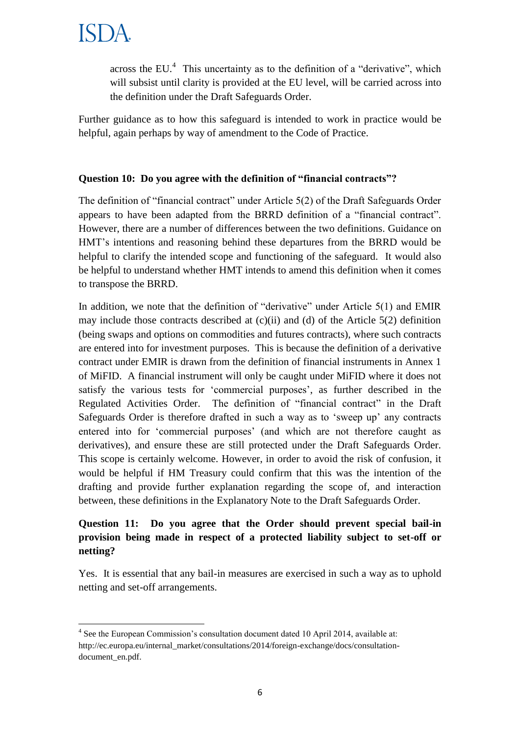across the EU.[4] This uncertainty as to the definition of a "derivative", which will subsist until clarity is provided at the EU level, will be carried across into the definition under the Draft Safeguards Order.

Further guidance as to how this safeguard is intended to work in practice would be helpful, again perhaps by way of amendment to the Code of Practice.

**Question 10: Do you agree with the definition of "financial contracts"?**

The definition of "financial contract" under Article 5(2) of the Draft Safeguards Order appears to have been adapted from the BRRD definition of a "financial contract". However, there are a number of differences between the two definitions. Guidance on HMT's intentions and reasoning behind these departures from the BRRD would be helpful to clarify the intended scope and functioning of the safeguard. It would also be helpful to understand whether HMT intends to amend this definition when it comes to transpose the BRRD.

In addition, we note that the definition of "derivative" under Article 5(1) and EMIR may include those contracts described at (c)(ii) and (d) of the Article 5(2) definition (being swaps and options on commodities and futures contracts), where such contracts are entered into for investment purposes. This is because the definition of a derivative contract under EMIR is drawn from the definition of financial instruments in Annex 1 of MiFID. A financial instrument will only be caught under MiFID where it does not satisfy the various tests for 'commercial purposes', as further described in the Regulated Activities Order. The definition of "financial contract" in the Draft Safeguards Order is therefore drafted in such a way as to 'sweep up' any contracts entered into for 'commercial purposes' (and which are not therefore caught as derivatives), and ensure these are still protected under the Draft Safeguards Order. This scope is certainly welcome. However, in order to avoid the risk of confusion, it would be helpful if HM Treasury could confirm that this was the intention of the drafting and provide further explanation regarding the scope of, and interaction between, these definitions in the Explanatory Note to the Draft Safeguards Order.

**Question 11: Do you agree that the Order should prevent special bail-in provision being made in respect of a protected liability subject to set-off or netting?**

Yes. It is essential that any bail-in measures are exercised in such a way as to uphold netting and set-off arrangements.

---

[4] See the European Commission's consultation document dated 10 April 2014, available at: http://ec.europa.eu/internal_market/consultations/2014/foreign-exchange/docs/consultation-document_en.pdf.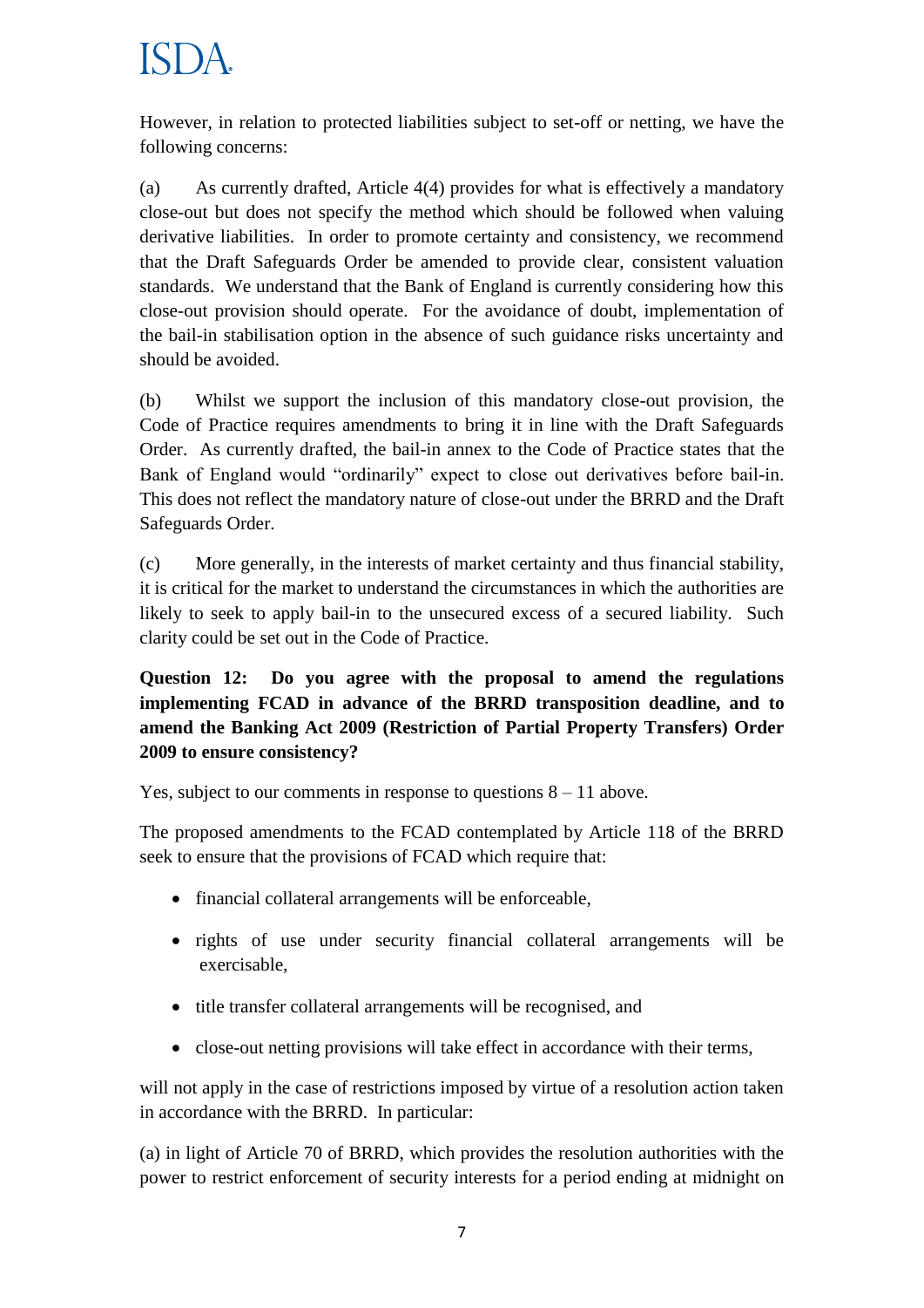However, in relation to protected liabilities subject to set-off or netting, we have the following concerns:

(a) As currently drafted, Article 4(4) provides for what is effectively a mandatory close-out but does not specify the method which should be followed when valuing derivative liabilities. In order to promote certainty and consistency, we recommend that the Draft Safeguards Order be amended to provide clear, consistent valuation standards. We understand that the Bank of England is currently considering how this close-out provision should operate. For the avoidance of doubt, implementation of the bail-in stabilisation option in the absence of such guidance risks uncertainty and should be avoided.

(b) Whilst we support the inclusion of this mandatory close-out provision, the Code of Practice requires amendments to bring it in line with the Draft Safeguards Order. As currently drafted, the bail-in annex to the Code of Practice states that the Bank of England would "ordinarily" expect to close out derivatives before bail-in. This does not reflect the mandatory nature of close-out under the BRRD and the Draft Safeguards Order.

(c) More generally, in the interests of market certainty and thus financial stability, it is critical for the market to understand the circumstances in which the authorities are likely to seek to apply bail-in to the unsecured excess of a secured liability. Such clarity could be set out in the Code of Practice.

**Question 12: Do you agree with the proposal to amend the regulations implementing FCAD in advance of the BRRD transposition deadline, and to amend the Banking Act 2009 (Restriction of Partial Property Transfers) Order 2009 to ensure consistency?**

Yes, subject to our comments in response to questions 8 – 11 above.

The proposed amendments to the FCAD contemplated by Article 118 of the BRRD seek to ensure that the provisions of FCAD which require that:

- financial collateral arrangements will be enforceable,
- rights of use under security financial collateral arrangements will be exercisable,
- title transfer collateral arrangements will be recognised, and
- close-out netting provisions will take effect in accordance with their terms,

will not apply in the case of restrictions imposed by virtue of a resolution action taken in accordance with the BRRD. In particular:

(a) in light of Article 70 of BRRD, which provides the resolution authorities with the power to restrict enforcement of security interests for a period ending at midnight on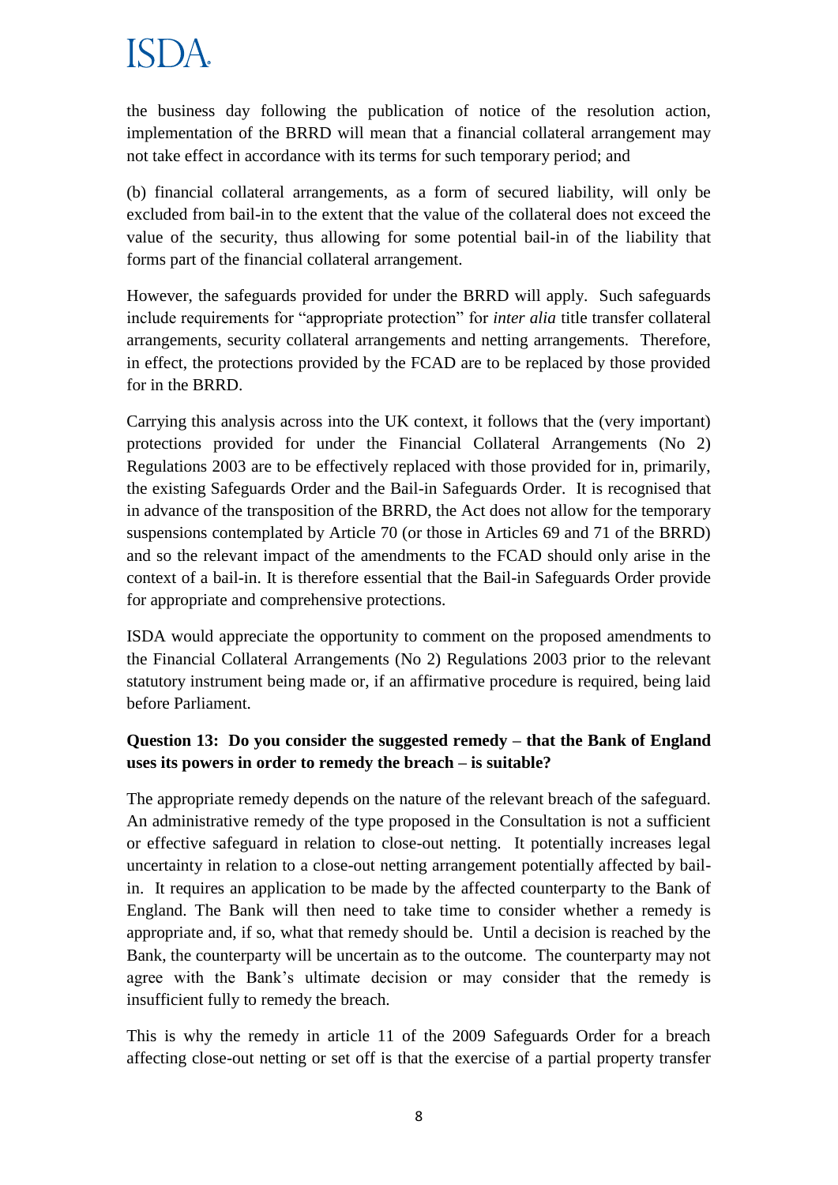the business day following the publication of notice of the resolution action, implementation of the BRRD will mean that a financial collateral arrangement may not take effect in accordance with its terms for such temporary period; and

(b) financial collateral arrangements, as a form of secured liability, will only be excluded from bail-in to the extent that the value of the collateral does not exceed the value of the security, thus allowing for some potential bail-in of the liability that forms part of the financial collateral arrangement.

However, the safeguards provided for under the BRRD will apply. Such safeguards include requirements for "appropriate protection" for *inter alia* title transfer collateral arrangements, security collateral arrangements and netting arrangements. Therefore, in effect, the protections provided by the FCAD are to be replaced by those provided for in the BRRD.

Carrying this analysis across into the UK context, it follows that the (very important) protections provided for under the Financial Collateral Arrangements (No 2) Regulations 2003 are to be effectively replaced with those provided for in, primarily, the existing Safeguards Order and the Bail-in Safeguards Order. It is recognised that in advance of the transposition of the BRRD, the Act does not allow for the temporary suspensions contemplated by Article 70 (or those in Articles 69 and 71 of the BRRD) and so the relevant impact of the amendments to the FCAD should only arise in the context of a bail-in. It is therefore essential that the Bail-in Safeguards Order provide for appropriate and comprehensive protections.

ISDA would appreciate the opportunity to comment on the proposed amendments to the Financial Collateral Arrangements (No 2) Regulations 2003 prior to the relevant statutory instrument being made or, if an affirmative procedure is required, being laid before Parliament.

**Question 13: Do you consider the suggested remedy – that the Bank of England uses its powers in order to remedy the breach – is suitable?**

The appropriate remedy depends on the nature of the relevant breach of the safeguard. An administrative remedy of the type proposed in the Consultation is not a sufficient or effective safeguard in relation to close-out netting. It potentially increases legal uncertainty in relation to a close-out netting arrangement potentially affected by bail-in. It requires an application to be made by the affected counterparty to the Bank of England. The Bank will then need to take time to consider whether a remedy is appropriate and, if so, what that remedy should be. Until a decision is reached by the Bank, the counterparty will be uncertain as to the outcome. The counterparty may not agree with the Bank's ultimate decision or may consider that the remedy is insufficient fully to remedy the breach.

This is why the remedy in article 11 of the 2009 Safeguards Order for a breach affecting close-out netting or set off is that the exercise of a partial property transfer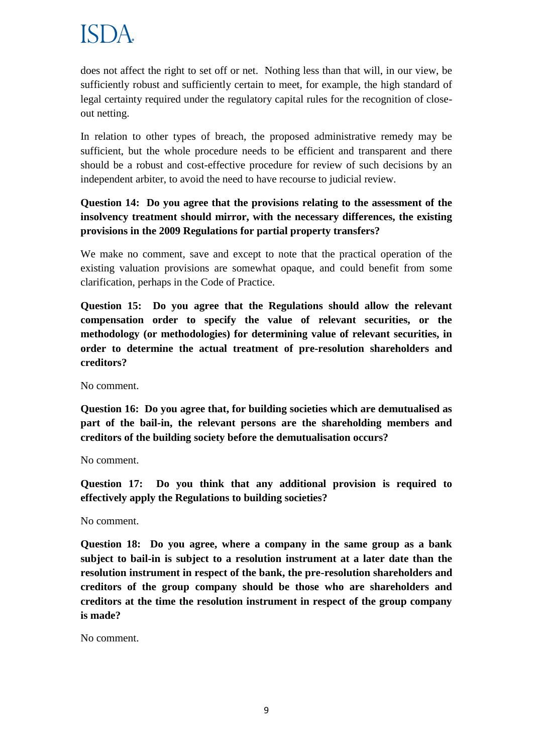does not affect the right to set off or net. Nothing less than that will, in our view, be sufficiently robust and sufficiently certain to meet, for example, the high standard of legal certainty required under the regulatory capital rules for the recognition of close-out netting.

In relation to other types of breach, the proposed administrative remedy may be sufficient, but the whole procedure needs to be efficient and transparent and there should be a robust and cost-effective procedure for review of such decisions by an independent arbiter, to avoid the need to have recourse to judicial review.

**Question 14: Do you agree that the provisions relating to the assessment of the insolvency treatment should mirror, with the necessary differences, the existing provisions in the 2009 Regulations for partial property transfers?**

We make no comment, save and except to note that the practical operation of the existing valuation provisions are somewhat opaque, and could benefit from some clarification, perhaps in the Code of Practice.

**Question 15: Do you agree that the Regulations should allow the relevant compensation order to specify the value of relevant securities, or the methodology (or methodologies) for determining value of relevant securities, in order to determine the actual treatment of pre-resolution shareholders and creditors?**

No comment.

**Question 16: Do you agree that, for building societies which are demutualised as part of the bail-in, the relevant persons are the shareholding members and creditors of the building society before the demutualisation occurs?**

No comment.

**Question 17: Do you think that any additional provision is required to effectively apply the Regulations to building societies?**

No comment.

**Question 18: Do you agree, where a company in the same group as a bank subject to bail-in is subject to a resolution instrument at a later date than the resolution instrument in respect of the bank, the pre-resolution shareholders and creditors of the group company should be those who are shareholders and creditors at the time the resolution instrument in respect of the group company is made?**

No comment.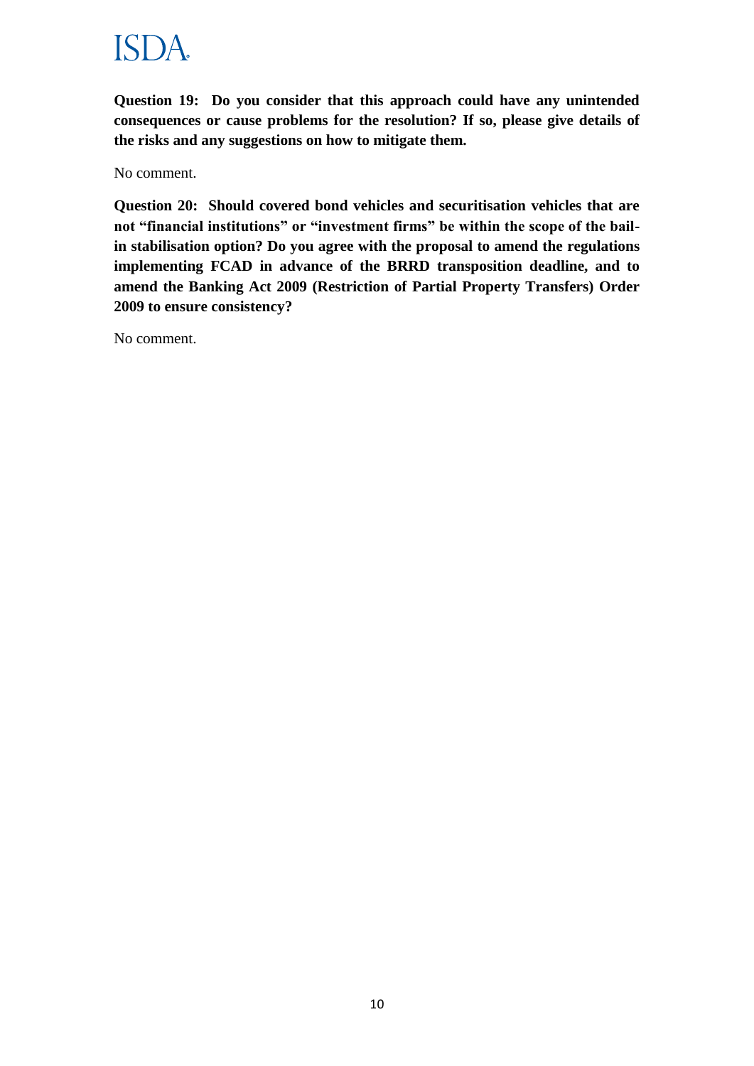**Question 19: Do you consider that this approach could have any unintended consequences or cause problems for the resolution? If so, please give details of the risks and any suggestions on how to mitigate them.**

No comment.

**Question 20: Should covered bond vehicles and securitisation vehicles that are not "financial institutions" or "investment firms" be within the scope of the bail-in stabilisation option? Do you agree with the proposal to amend the regulations implementing FCAD in advance of the BRRD transposition deadline, and to amend the Banking Act 2009 (Restriction of Partial Property Transfers) Order 2009 to ensure consistency?**

No comment.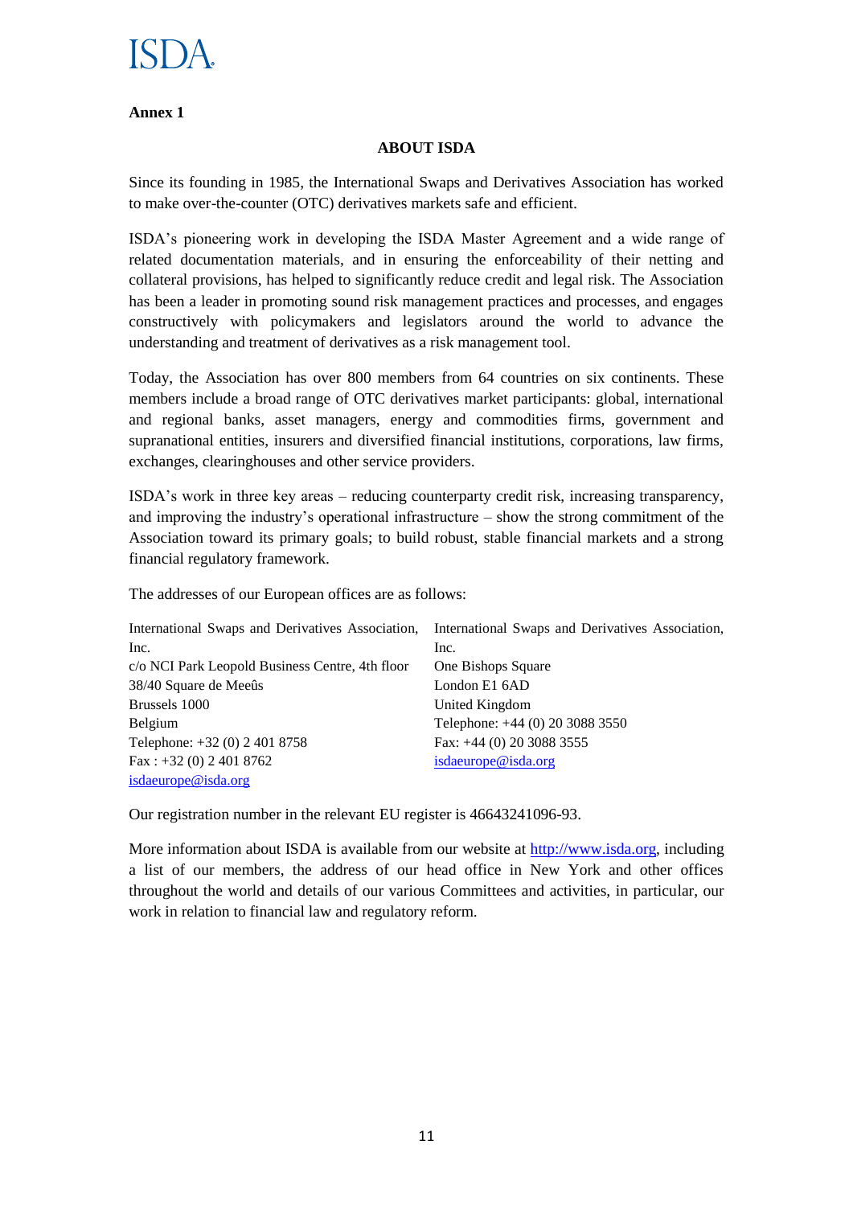**Annex 1**

## ABOUT ISDA

Since its founding in 1985, the International Swaps and Derivatives Association has worked to make over-the-counter (OTC) derivatives markets safe and efficient.

ISDA's pioneering work in developing the ISDA Master Agreement and a wide range of related documentation materials, and in ensuring the enforceability of their netting and collateral provisions, has helped to significantly reduce credit and legal risk. The Association has been a leader in promoting sound risk management practices and processes, and engages constructively with policymakers and legislators around the world to advance the understanding and treatment of derivatives as a risk management tool.

Today, the Association has over 800 members from 64 countries on six continents. These members include a broad range of OTC derivatives market participants: global, international and regional banks, asset managers, energy and commodities firms, government and supranational entities, insurers and diversified financial institutions, corporations, law firms, exchanges, clearinghouses and other service providers.

ISDA's work in three key areas – reducing counterparty credit risk, increasing transparency, and improving the industry's operational infrastructure – show the strong commitment of the Association toward its primary goals; to build robust, stable financial markets and a strong financial regulatory framework.

The addresses of our European offices are as follows:

International Swaps and Derivatives Association, Inc.
c/o NCI Park Leopold Business Centre, 4th floor
38/40 Square de Meeûs
Brussels 1000
Belgium
Telephone: +32 (0) 2 401 8758
Fax : +32 (0) 2 401 8762
isdaeurope@isda.org

International Swaps and Derivatives Association, Inc.
One Bishops Square
London E1 6AD
United Kingdom
Telephone: +44 (0) 20 3088 3550
Fax: +44 (0) 20 3088 3555
isdaeurope@isda.org

Our registration number in the relevant EU register is 46643241096-93.

More information about ISDA is available from our website at http://www.isda.org, including a list of our members, the address of our head office in New York and other offices throughout the world and details of our various Committees and activities, in particular, our work in relation to financial law and regulatory reform.